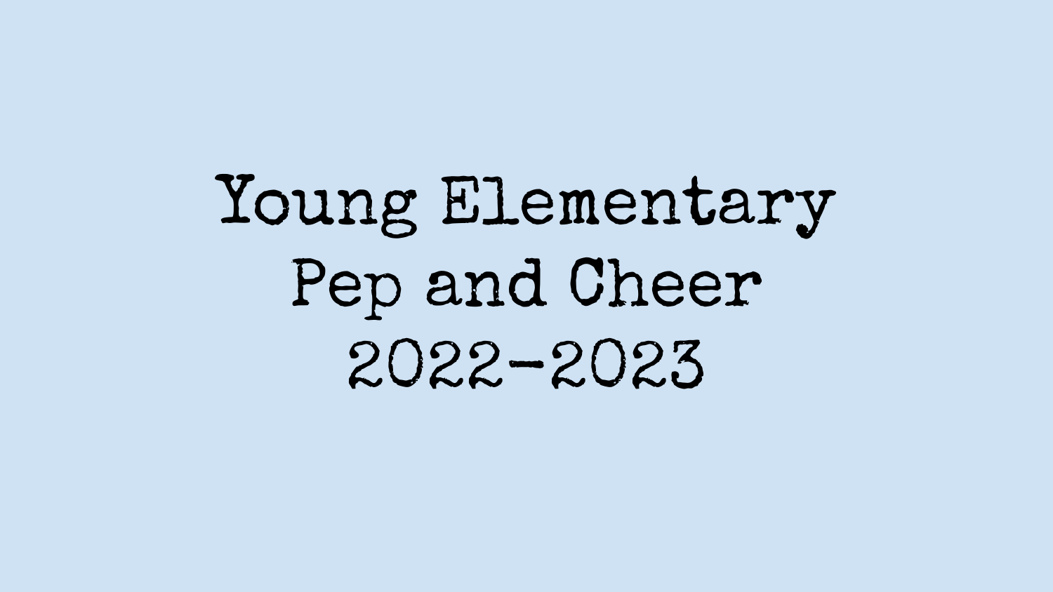# Young Elementary Pep and Cheer 2022-2023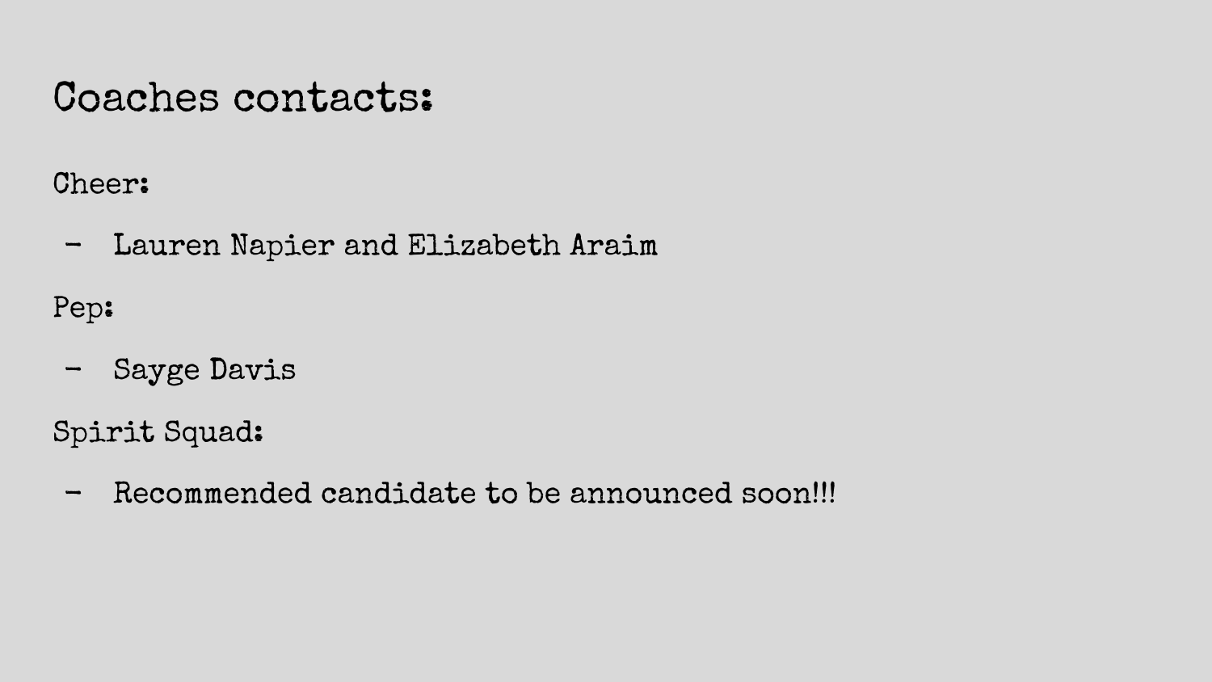# Coaches contacts:

Cheer:

- Lauren Napier and Elizabeth Araim

Pep:

- Sayge Davis

Spirit Squad:

- Recommended candidate to be announced soon!!!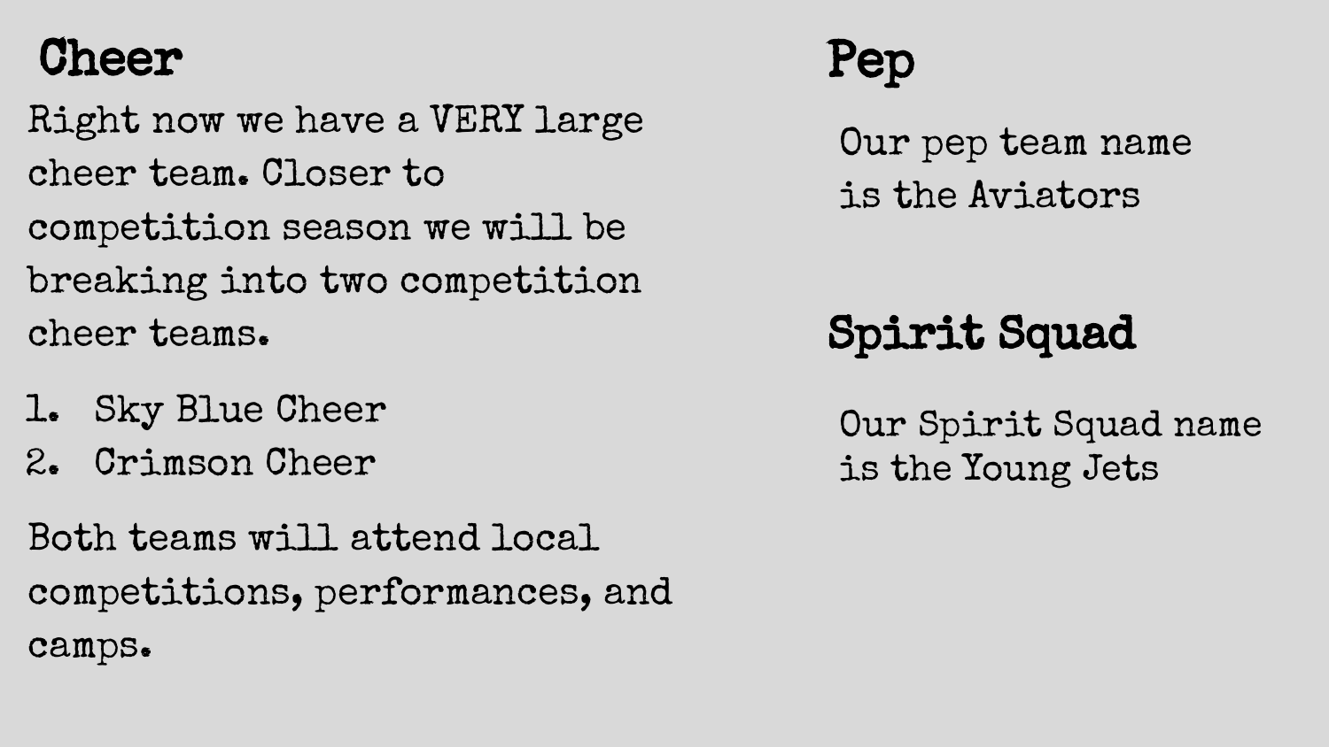## Cheer

Right now we have a VERY large cheer team. Closer to competition season we will be breaking into two competition cheer teams.

1. Sky Blue Cheer
2. Crimson Cheer

Both teams will attend local competitions, performances, and camps.

## Pep

Our pep team name is the Aviators

## Spirit Squad

Our Spirit Squad name is the Young Jets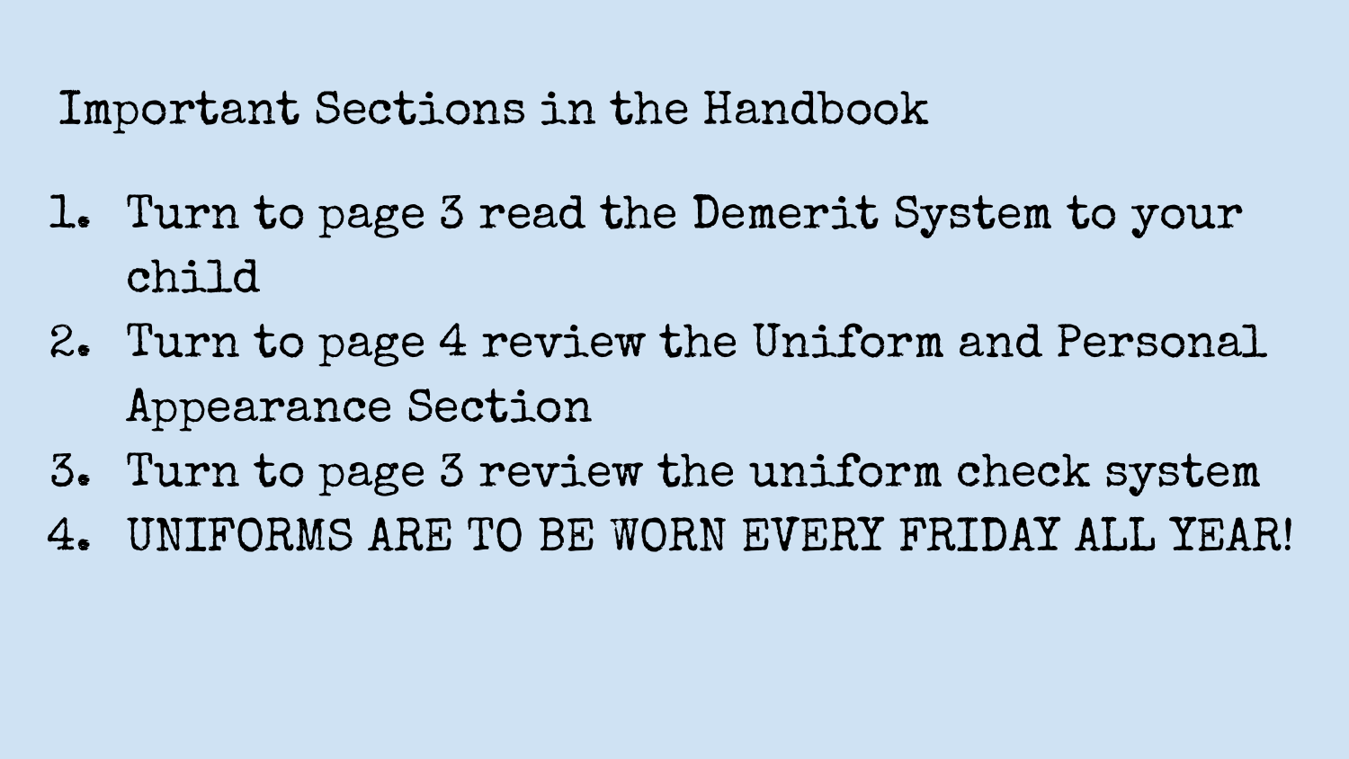## Important Sections in the Handbook

1. Turn to page 3 read the Demerit System to your child
2. Turn to page 4 review the Uniform and Personal Appearance Section
3. Turn to page 3 review the uniform check system
4. UNIFORMS ARE TO BE WORN EVERY FRIDAY ALL YEAR!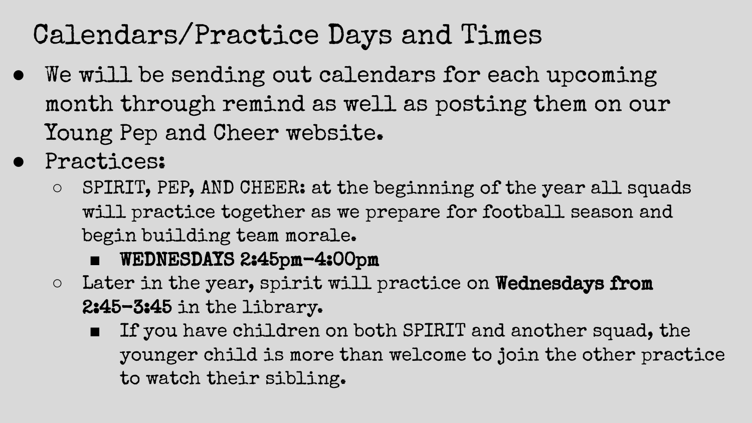# Calendars/Practice Days and Times

- We will be sending out calendars for each upcoming month through remind as well as posting them on our Young Pep and Cheer website.
- Practices:
  - SPIRIT, PEP, AND CHEER: at the beginning of the year all squads will practice together as we prepare for football season and begin building team morale.
    - **WEDNESDAYS 2:45pm-4:00pm**
  - Later in the year, spirit will practice on **Wednesdays from 2:45-3:45** in the library.
    - If you have children on both SPIRIT and another squad, the younger child is more than welcome to join the other practice to watch their sibling.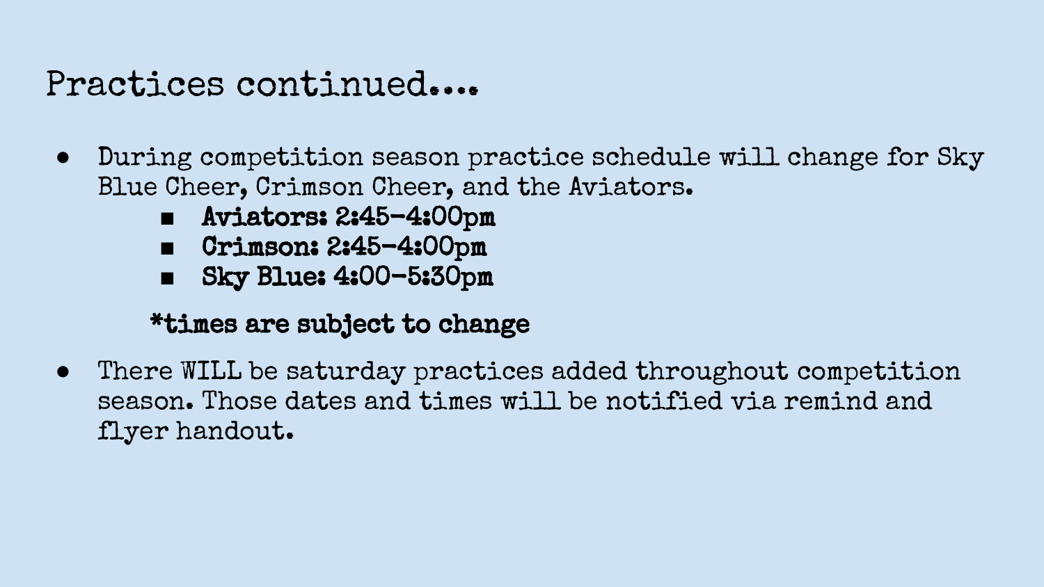# Practices continued....

- During competition season practice schedule will change for Sky Blue Cheer, Crimson Cheer, and the Aviators.
    - **Aviators: 2:45-4:00pm**
    - **Crimson: 2:45-4:00pm**
    - **Sky Blue: 4:00-5:30pm**

  ***times are subject to change**

- There WILL be saturday practices added throughout competition season. Those dates and times will be notified via remind and flyer handout.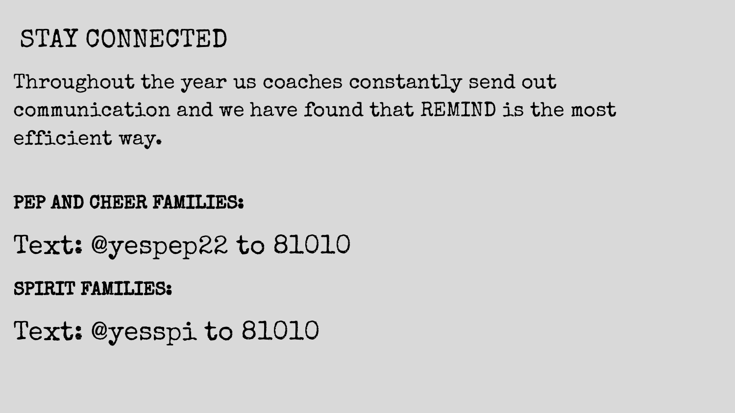# STAY CONNECTED

Throughout the year us coaches constantly send out communication and we have found that REMIND is the most efficient way.

**PEP AND CHEER FAMILIES:**

Text: @yespep22 to 81010

**SPIRIT FAMILIES:**

Text: @yesspi to 81010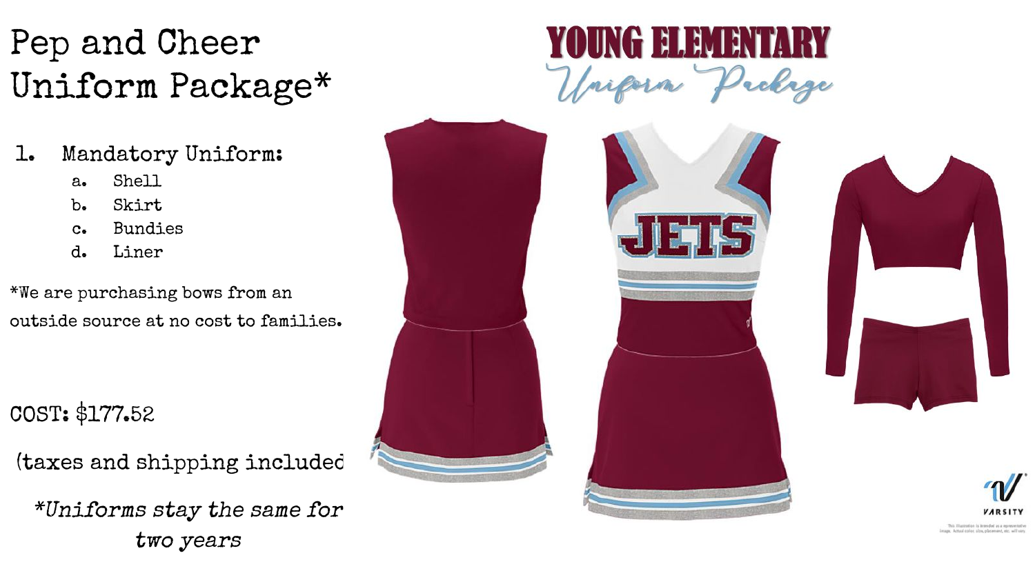# Pep and Cheer Uniform Package*

## YOUNG ELEMENTARY

*Uniform Package*

1. Mandatory Uniform:
    a. Shell
    b. Skirt
    c. Bundies
    d. Liner

*We are purchasing bows from an outside source at no cost to families.

COST: $177.52

(taxes and shipping included

*\*Uniforms stay the same for two years*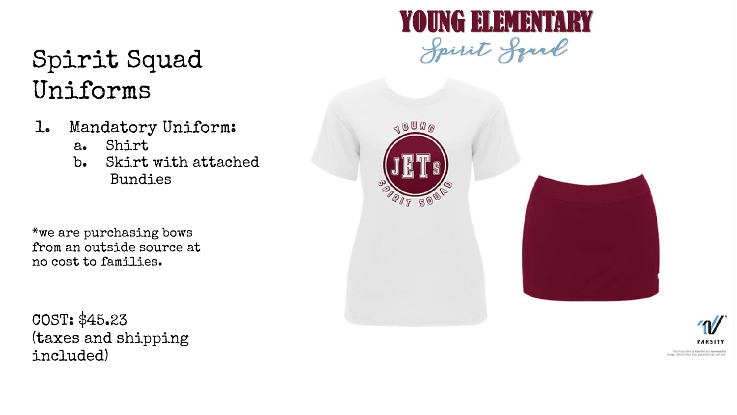# YOUNG ELEMENTARY

*Spirit Squad*

## Spirit Squad Uniforms

1. Mandatory Uniform:
   a. Shirt
   b. Skirt with attached Bundies

*we are purchasing bows from an outside source at no cost to families.

COST: $45.23 (taxes and shipping included)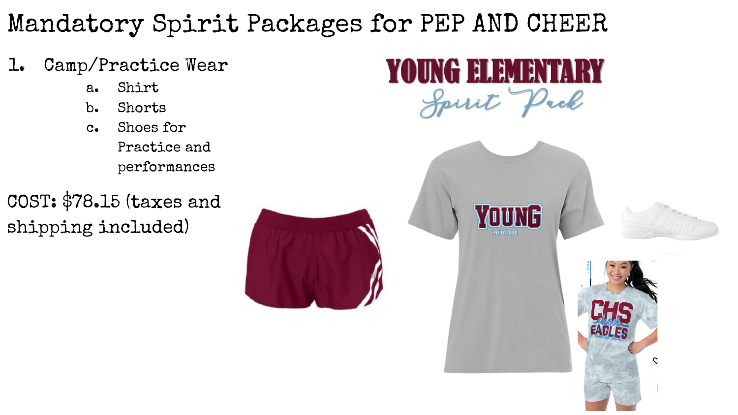# Mandatory Spirit Packages for PEP AND CHEER

1. Camp/Practice Wear
   a. Shirt
   b. Shorts
   c. Shoes for Practice and performances

COST: $78.15 (taxes and shipping included)

YOUNG ELEMENTARY

Spirit Pack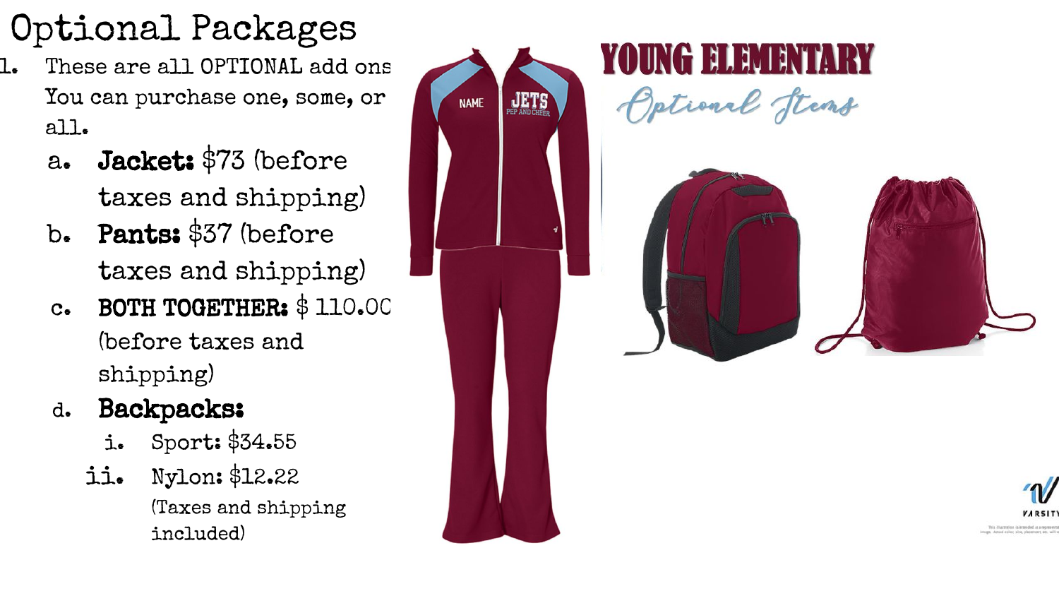# Optional Packages

1. These are all OPTIONAL add ons You can purchase one, some, or all.
   a. **Jacket:** $73 (before taxes and shipping)
   b. **Pants:** $37 (before taxes and shipping)
   c. **BOTH TOGETHER:** $ 110.00 (before taxes and shipping)
   d. **Backpacks:**
      i. Sport: $34.55
      ii. Nylon: $12.22
      (Taxes and shipping included)

## YOUNG ELEMENTARY

*Optional Items*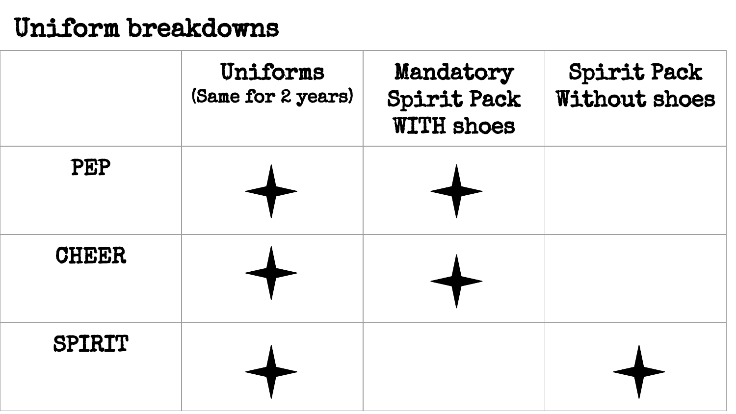# Uniform breakdowns

| | Uniforms (Same for 2 years) | Mandatory Spirit Pack WITH shoes | Spirit Pack Without shoes |
|---|---|---|---|
| PEP | ✦ | ✦ | |
| CHEER | ✦ | ✦ | |
| SPIRIT | ✦ | | ✦ |